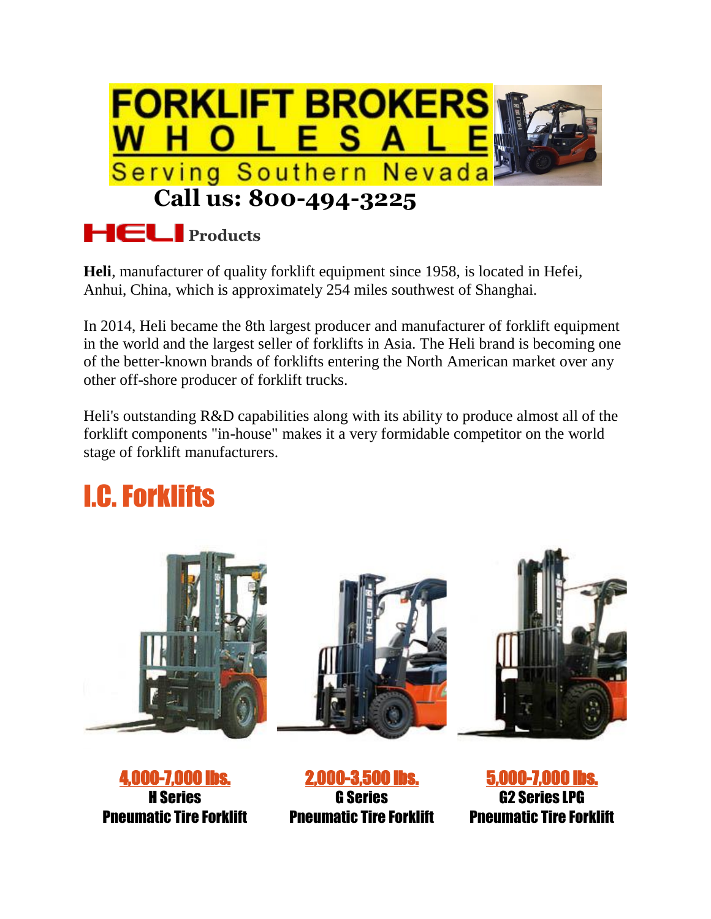# FORKLIFT BROKERS WHOLESALE

Serving Southern Nevada

## Call us: 800-494-3225

## HELI Products

**Heli**, manufacturer of quality forklift equipment since 1958, is located in Hefei, Anhui, China, which is approximately 254 miles southwest of Shanghai.

In 2014, Heli became the 8th largest producer and manufacturer of forklift equipment in the world and the largest seller of forklifts in Asia. The Heli brand is becoming one of the better-known brands of forklifts entering the North American market over any other off-shore producer of forklift trucks.

Heli's outstanding R&D capabilities along with its ability to produce almost all of the forklift components "in-house" makes it a very formidable competitor on the world stage of forklift manufacturers.

# I.C. Forklifts

4,000-7,000 lbs.
**H Series**
**Pneumatic Tire Forklift**

2,000-3,500 lbs.
**G Series**
**Pneumatic Tire Forklift**

5,000-7,000 lbs.
**G2 Series LPG**
**Pneumatic Tire Forklift**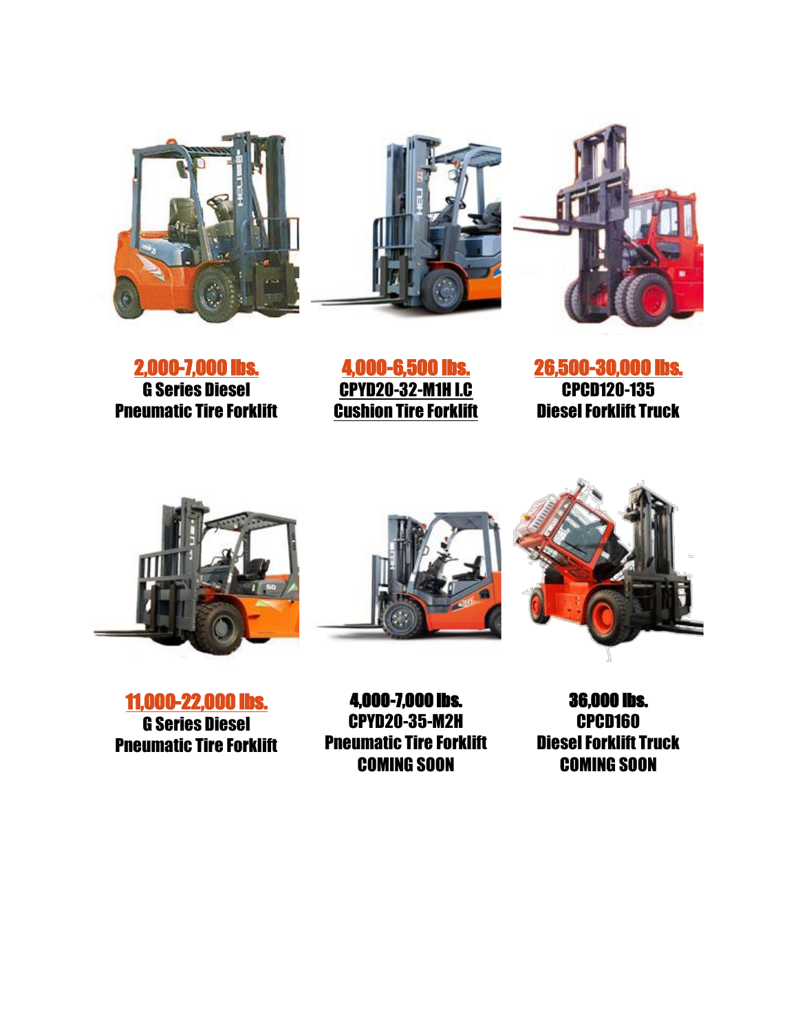2,000-7,000 lbs.
**G Series Diesel Pneumatic Tire Forklift**

4,000-6,500 lbs.
**CPYD20-32-M1H I.C Cushion Tire Forklift**

26,500-30,000 lbs.
**CPCD120-135 Diesel Forklift Truck**

11,000-22,000 lbs.
**G Series Diesel Pneumatic Tire Forklift**

**4,000-7,000 lbs.**
**CPYD20-35-M2H Pneumatic Tire Forklift**
**COMING SOON**

**36,000 lbs.**
**CPCD160 Diesel Forklift Truck**
**COMING SOON**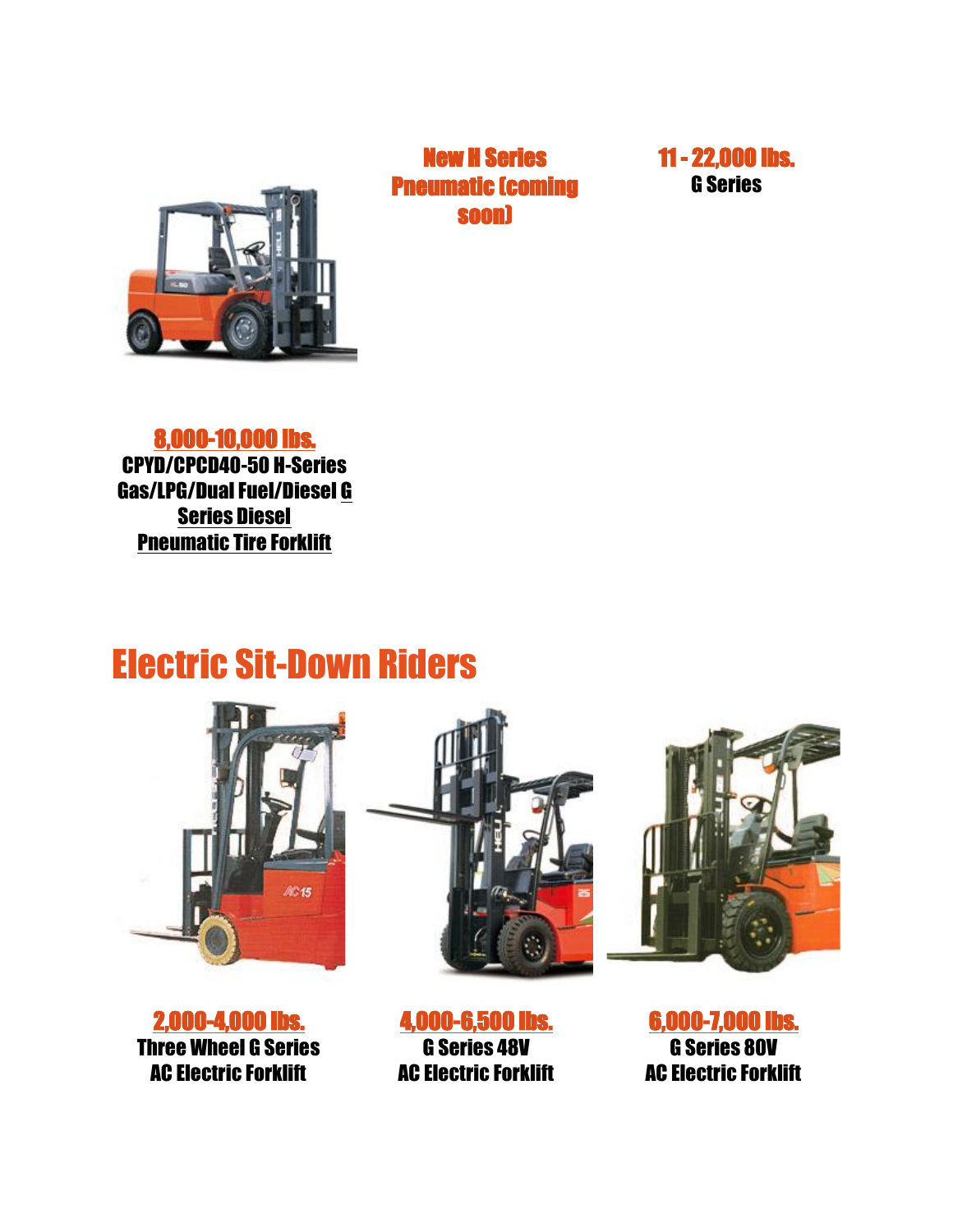**New H Series Pneumatic (coming soon)**

**11 - 22,000 lbs.**
**G Series**

**8,000-10,000 lbs.**
**CPYD/CPCD40-50 H-Series Gas/LPG/Dual Fuel/Diesel G Series Diesel Pneumatic Tire Forklift**

# Electric Sit-Down Riders

**2,000-4,000 lbs.**
**Three Wheel G Series AC Electric Forklift**

**4,000-6,500 lbs.**
**G Series 48V AC Electric Forklift**

**6,000-7,000 lbs.**
**G Series 80V AC Electric Forklift**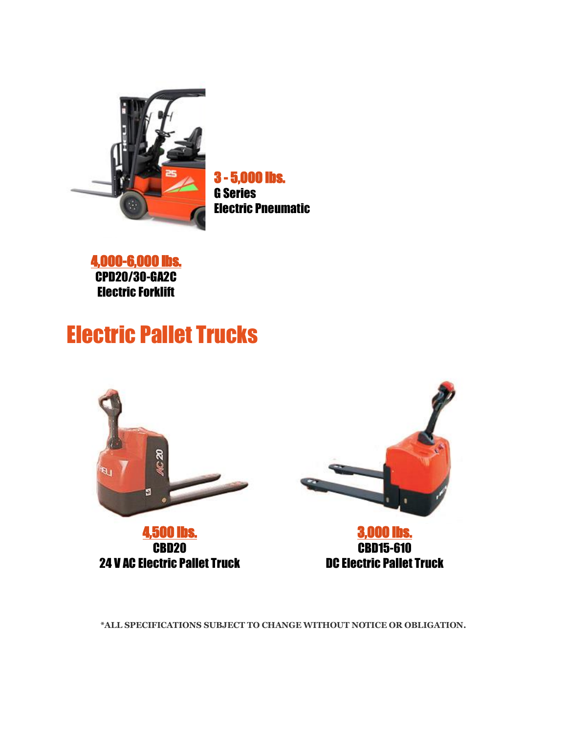3 - 5,000 lbs.
G Series
Electric Pneumatic

4,000-6,000 lbs.
CPD20/30-GA2C
Electric Forklift

# Electric Pallet Trucks

4,500 lbs.
CBD20
24 V AC Electric Pallet Truck

3,000 lbs.
CBD15-610
DC Electric Pallet Truck

*ALL SPECIFICATIONS SUBJECT TO CHANGE WITHOUT NOTICE OR OBLIGATION.